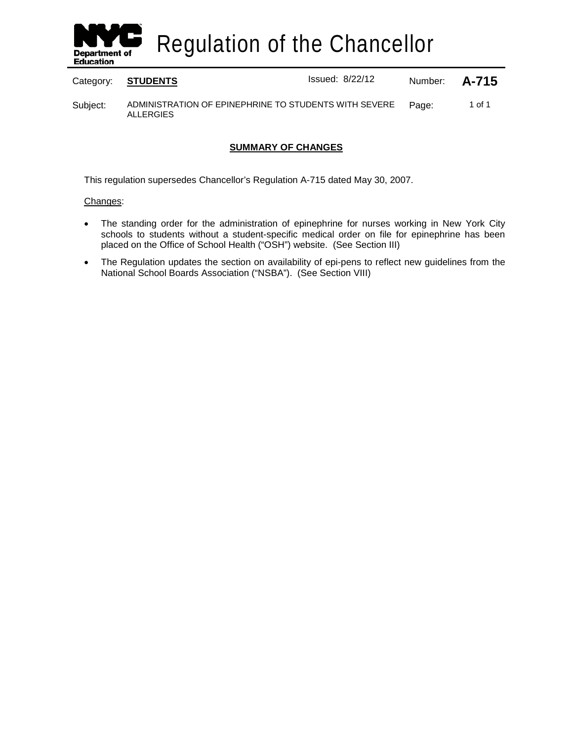# Regulation of the Chancellor

| Category: | **STUDENTS** | Issued: 8/22/12 | Number: | **A-715** |
|---|---|---|---|---|
| Subject: | ADMINISTRATION OF EPINEPHRINE TO STUDENTS WITH SEVERE ALLERGIES | | Page: | 1 of 1 |

## SUMMARY OF CHANGES

This regulation supersedes Chancellor's Regulation A-715 dated May 30, 2007.

Changes:

- The standing order for the administration of epinephrine for nurses working in New York City schools to students without a student-specific medical order on file for epinephrine has been placed on the Office of School Health ("OSH") website. (See Section III)
- The Regulation updates the section on availability of epi-pens to reflect new guidelines from the National School Boards Association ("NSBA"). (See Section VIII)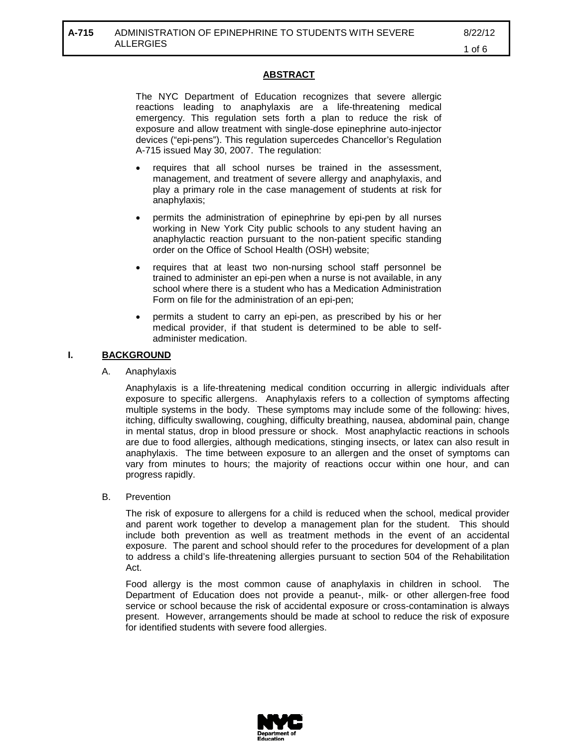## ABSTRACT

The NYC Department of Education recognizes that severe allergic reactions leading to anaphylaxis are a life-threatening medical emergency. This regulation sets forth a plan to reduce the risk of exposure and allow treatment with single-dose epinephrine auto-injector devices ("epi-pens"). This regulation supercedes Chancellor's Regulation A-715 issued May 30, 2007. The regulation:

- requires that all school nurses be trained in the assessment, management, and treatment of severe allergy and anaphylaxis, and play a primary role in the case management of students at risk for anaphylaxis;
- permits the administration of epinephrine by epi-pen by all nurses working in New York City public schools to any student having an anaphylactic reaction pursuant to the non-patient specific standing order on the Office of School Health (OSH) website;
- requires that at least two non-nursing school staff personnel be trained to administer an epi-pen when a nurse is not available, in any school where there is a student who has a Medication Administration Form on file for the administration of an epi-pen;
- permits a student to carry an epi-pen, as prescribed by his or her medical provider, if that student is determined to be able to self-administer medication.

## I. BACKGROUND

### A. Anaphylaxis

Anaphylaxis is a life-threatening medical condition occurring in allergic individuals after exposure to specific allergens. Anaphylaxis refers to a collection of symptoms affecting multiple systems in the body. These symptoms may include some of the following: hives, itching, difficulty swallowing, coughing, difficulty breathing, nausea, abdominal pain, change in mental status, drop in blood pressure or shock. Most anaphylactic reactions in schools are due to food allergies, although medications, stinging insects, or latex can also result in anaphylaxis. The time between exposure to an allergen and the onset of symptoms can vary from minutes to hours; the majority of reactions occur within one hour, and can progress rapidly.

### B. Prevention

The risk of exposure to allergens for a child is reduced when the school, medical provider and parent work together to develop a management plan for the student. This should include both prevention as well as treatment methods in the event of an accidental exposure. The parent and school should refer to the procedures for development of a plan to address a child's life-threatening allergies pursuant to section 504 of the Rehabilitation Act.

Food allergy is the most common cause of anaphylaxis in children in school. The Department of Education does not provide a peanut-, milk- or other allergen-free food service or school because the risk of accidental exposure or cross-contamination is always present. However, arrangements should be made at school to reduce the risk of exposure for identified students with severe food allergies.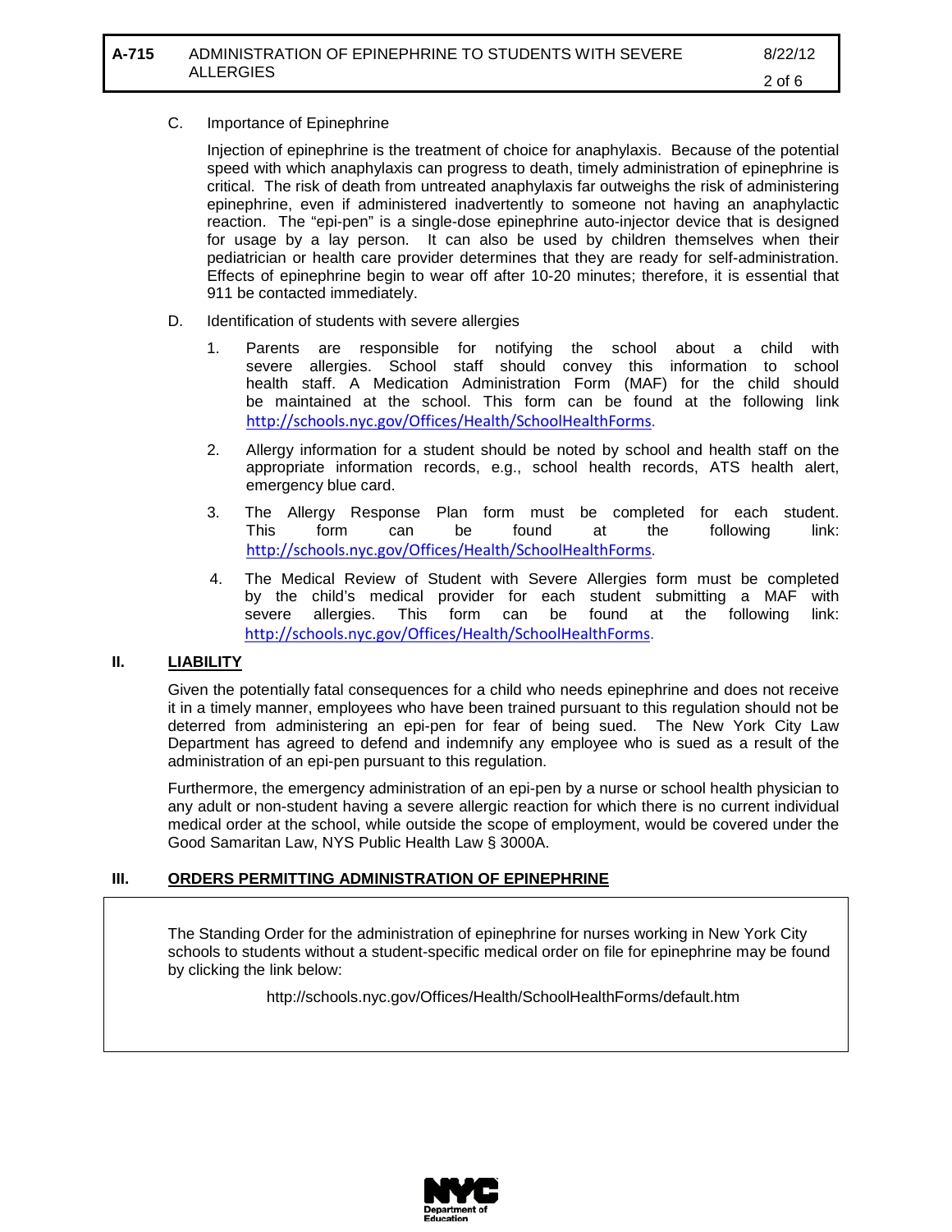C. Importance of Epinephrine

Injection of epinephrine is the treatment of choice for anaphylaxis. Because of the potential speed with which anaphylaxis can progress to death, timely administration of epinephrine is critical. The risk of death from untreated anaphylaxis far outweighs the risk of administering epinephrine, even if administered inadvertently to someone not having an anaphylactic reaction. The "epi-pen" is a single-dose epinephrine auto-injector device that is designed for usage by a lay person. It can also be used by children themselves when their pediatrician or health care provider determines that they are ready for self-administration. Effects of epinephrine begin to wear off after 10-20 minutes; therefore, it is essential that 911 be contacted immediately.

D. Identification of students with severe allergies

1. Parents are responsible for notifying the school about a child with severe allergies. School staff should convey this information to school health staff. A Medication Administration Form (MAF) for the child should be maintained at the school. This form can be found at the following link http://schools.nyc.gov/Offices/Health/SchoolHealthForms.

2. Allergy information for a student should be noted by school and health staff on the appropriate information records, e.g., school health records, ATS health alert, emergency blue card.

3. The Allergy Response Plan form must be completed for each student. This form can be found at the following link: http://schools.nyc.gov/Offices/Health/SchoolHealthForms.

4. The Medical Review of Student with Severe Allergies form must be completed by the child's medical provider for each student submitting a MAF with severe allergies. This form can be found at the following link: http://schools.nyc.gov/Offices/Health/SchoolHealthForms.

## II. LIABILITY

Given the potentially fatal consequences for a child who needs epinephrine and does not receive it in a timely manner, employees who have been trained pursuant to this regulation should not be deterred from administering an epi-pen for fear of being sued. The New York City Law Department has agreed to defend and indemnify any employee who is sued as a result of the administration of an epi-pen pursuant to this regulation.

Furthermore, the emergency administration of an epi-pen by a nurse or school health physician to any adult or non-student having a severe allergic reaction for which there is no current individual medical order at the school, while outside the scope of employment, would be covered under the Good Samaritan Law, NYS Public Health Law § 3000A.

## III. ORDERS PERMITTING ADMINISTRATION OF EPINEPHRINE

The Standing Order for the administration of epinephrine for nurses working in New York City schools to students without a student-specific medical order on file for epinephrine may be found by clicking the link below:

http://schools.nyc.gov/Offices/Health/SchoolHealthForms/default.htm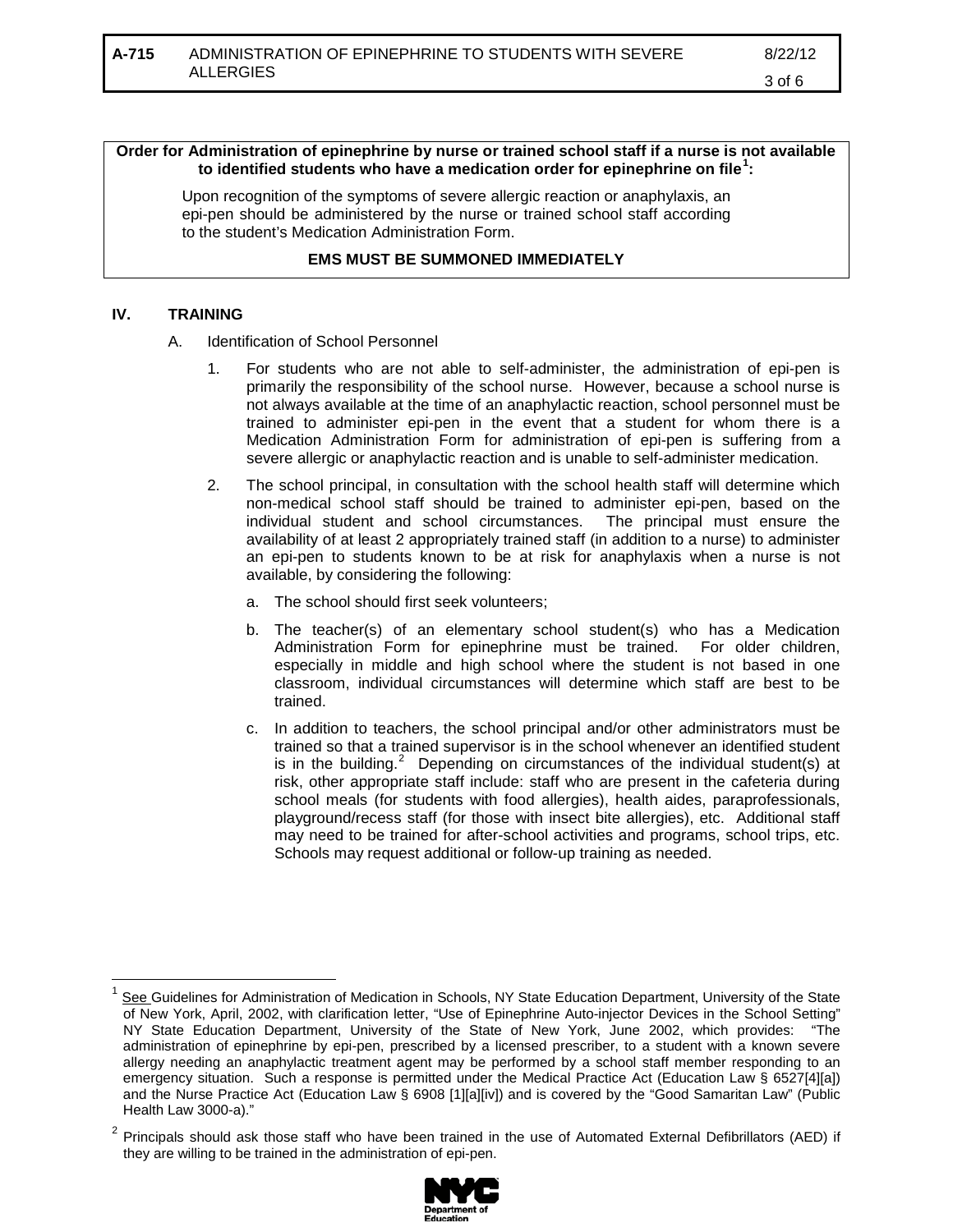**Order for Administration of epinephrine by nurse or trained school staff if a nurse is not available to identified students who have a medication order for epinephrine on file[1]:**

Upon recognition of the symptoms of severe allergic reaction or anaphylaxis, an epi-pen should be administered by the nurse or trained school staff according to the student's Medication Administration Form.

**EMS MUST BE SUMMONED IMMEDIATELY**

## IV. TRAINING

A. Identification of School Personnel

1. For students who are not able to self-administer, the administration of epi-pen is primarily the responsibility of the school nurse. However, because a school nurse is not always available at the time of an anaphylactic reaction, school personnel must be trained to administer epi-pen in the event that a student for whom there is a Medication Administration Form for administration of epi-pen is suffering from a severe allergic or anaphylactic reaction and is unable to self-administer medication.

2. The school principal, in consultation with the school health staff will determine which non-medical school staff should be trained to administer epi-pen, based on the individual student and school circumstances. The principal must ensure the availability of at least 2 appropriately trained staff (in addition to a nurse) to administer an epi-pen to students known to be at risk for anaphylaxis when a nurse is not available, by considering the following:

   a. The school should first seek volunteers;

   b. The teacher(s) of an elementary school student(s) who has a Medication Administration Form for epinephrine must be trained. For older children, especially in middle and high school where the student is not based in one classroom, individual circumstances will determine which staff are best to be trained.

   c. In addition to teachers, the school principal and/or other administrators must be trained so that a trained supervisor is in the school whenever an identified student is in the building.[2] Depending on circumstances of the individual student(s) at risk, other appropriate staff include: staff who are present in the cafeteria during school meals (for students with food allergies), health aides, paraprofessionals, playground/recess staff (for those with insect bite allergies), etc. Additional staff may need to be trained for after-school activities and programs, school trips, etc. Schools may request additional or follow-up training as needed.

---

[1] See Guidelines for Administration of Medication in Schools, NY State Education Department, University of the State of New York, April, 2002, with clarification letter, "Use of Epinephrine Auto-injector Devices in the School Setting" NY State Education Department, University of the State of New York, June 2002, which provides: "The administration of epinephrine by epi-pen, prescribed by a licensed prescriber, to a student with a known severe allergy needing an anaphylactic treatment agent may be performed by a school staff member responding to an emergency situation. Such a response is permitted under the Medical Practice Act (Education Law § 6527[4][a]) and the Nurse Practice Act (Education Law § 6908 [1][a][iv]) and is covered by the "Good Samaritan Law" (Public Health Law 3000-a)."

[2] Principals should ask those staff who have been trained in the use of Automated External Defibrillators (AED) if they are willing to be trained in the administration of epi-pen.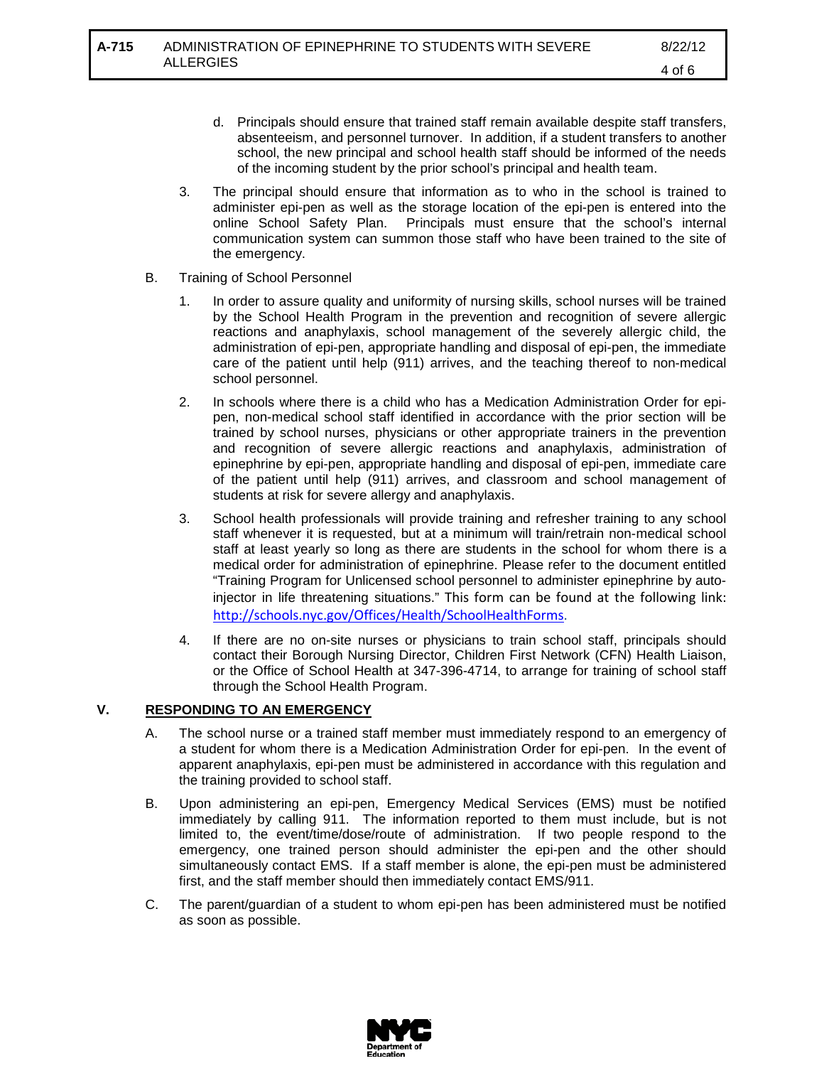d. Principals should ensure that trained staff remain available despite staff transfers, absenteeism, and personnel turnover. In addition, if a student transfers to another school, the new principal and school health staff should be informed of the needs of the incoming student by the prior school's principal and health team.

3. The principal should ensure that information as to who in the school is trained to administer epi-pen as well as the storage location of the epi-pen is entered into the online School Safety Plan. Principals must ensure that the school's internal communication system can summon those staff who have been trained to the site of the emergency.

B. Training of School Personnel

1. In order to assure quality and uniformity of nursing skills, school nurses will be trained by the School Health Program in the prevention and recognition of severe allergic reactions and anaphylaxis, school management of the severely allergic child, the administration of epi-pen, appropriate handling and disposal of epi-pen, the immediate care of the patient until help (911) arrives, and the teaching thereof to non-medical school personnel.

2. In schools where there is a child who has a Medication Administration Order for epi-pen, non-medical school staff identified in accordance with the prior section will be trained by school nurses, physicians or other appropriate trainers in the prevention and recognition of severe allergic reactions and anaphylaxis, administration of epinephrine by epi-pen, appropriate handling and disposal of epi-pen, immediate care of the patient until help (911) arrives, and classroom and school management of students at risk for severe allergy and anaphylaxis.

3. School health professionals will provide training and refresher training to any school staff whenever it is requested, but at a minimum will train/retrain non-medical school staff at least yearly so long as there are students in the school for whom there is a medical order for administration of epinephrine. Please refer to the document entitled "Training Program for Unlicensed school personnel to administer epinephrine by auto-injector in life threatening situations." This form can be found at the following link: http://schools.nyc.gov/Offices/Health/SchoolHealthForms.

4. If there are no on-site nurses or physicians to train school staff, principals should contact their Borough Nursing Director, Children First Network (CFN) Health Liaison, or the Office of School Health at 347-396-4714, to arrange for training of school staff through the School Health Program.

## V. RESPONDING TO AN EMERGENCY

A. The school nurse or a trained staff member must immediately respond to an emergency of a student for whom there is a Medication Administration Order for epi-pen. In the event of apparent anaphylaxis, epi-pen must be administered in accordance with this regulation and the training provided to school staff.

B. Upon administering an epi-pen, Emergency Medical Services (EMS) must be notified immediately by calling 911. The information reported to them must include, but is not limited to, the event/time/dose/route of administration. If two people respond to the emergency, one trained person should administer the epi-pen and the other should simultaneously contact EMS. If a staff member is alone, the epi-pen must be administered first, and the staff member should then immediately contact EMS/911.

C. The parent/guardian of a student to whom epi-pen has been administered must be notified as soon as possible.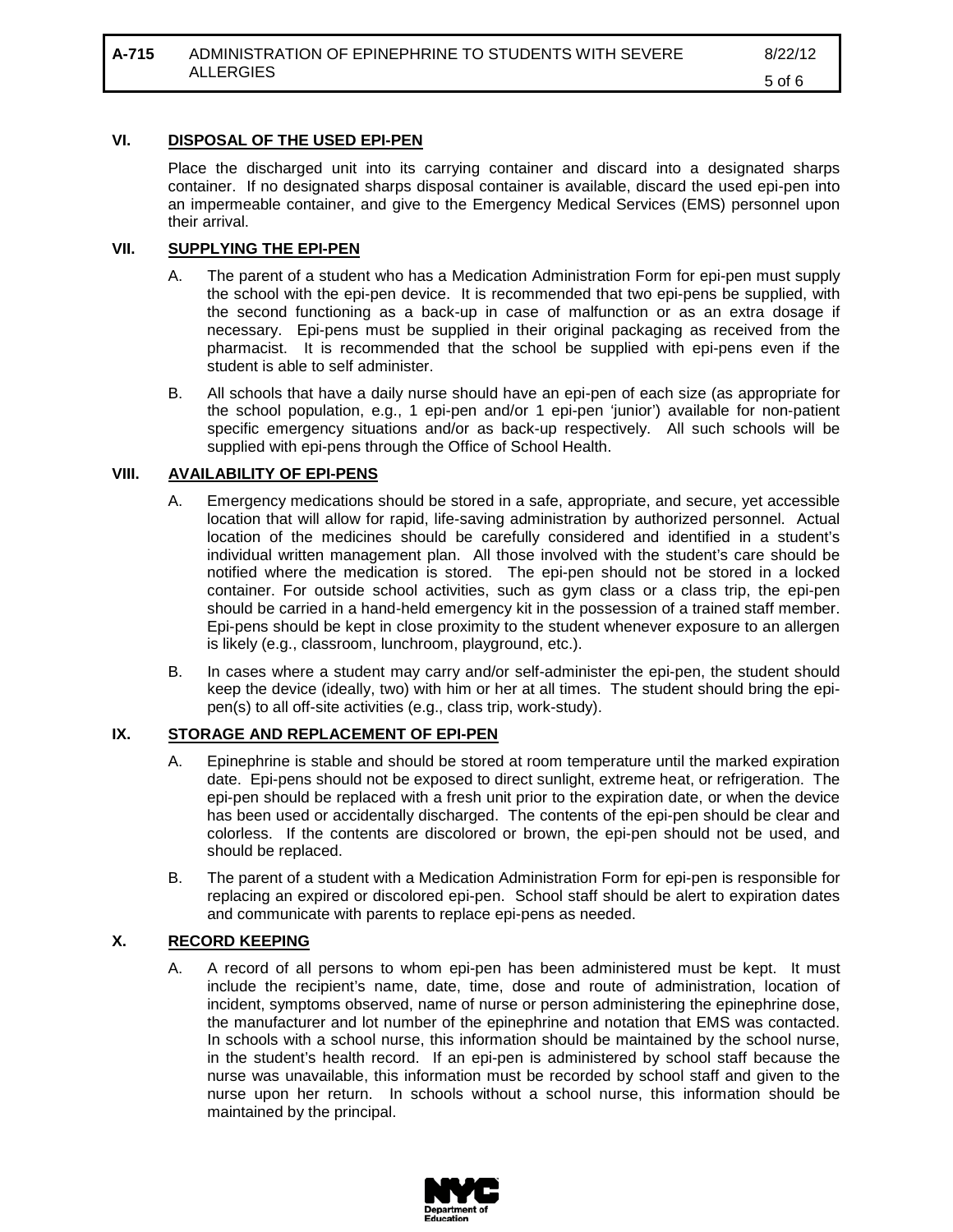## VI. DISPOSAL OF THE USED EPI-PEN

Place the discharged unit into its carrying container and discard into a designated sharps container. If no designated sharps disposal container is available, discard the used epi-pen into an impermeable container, and give to the Emergency Medical Services (EMS) personnel upon their arrival.

## VII. SUPPLYING THE EPI-PEN

A. The parent of a student who has a Medication Administration Form for epi-pen must supply the school with the epi-pen device. It is recommended that two epi-pens be supplied, with the second functioning as a back-up in case of malfunction or as an extra dosage if necessary. Epi-pens must be supplied in their original packaging as received from the pharmacist. It is recommended that the school be supplied with epi-pens even if the student is able to self administer.

B. All schools that have a daily nurse should have an epi-pen of each size (as appropriate for the school population, e.g., 1 epi-pen and/or 1 epi-pen 'junior') available for non-patient specific emergency situations and/or as back-up respectively. All such schools will be supplied with epi-pens through the Office of School Health.

## VIII. AVAILABILITY OF EPI-PENS

A. Emergency medications should be stored in a safe, appropriate, and secure, yet accessible location that will allow for rapid, life-saving administration by authorized personnel. Actual location of the medicines should be carefully considered and identified in a student's individual written management plan. All those involved with the student's care should be notified where the medication is stored. The epi-pen should not be stored in a locked container. For outside school activities, such as gym class or a class trip, the epi-pen should be carried in a hand-held emergency kit in the possession of a trained staff member. Epi-pens should be kept in close proximity to the student whenever exposure to an allergen is likely (e.g., classroom, lunchroom, playground, etc.).

B. In cases where a student may carry and/or self-administer the epi-pen, the student should keep the device (ideally, two) with him or her at all times. The student should bring the epi-pen(s) to all off-site activities (e.g., class trip, work-study).

## IX. STORAGE AND REPLACEMENT OF EPI-PEN

A. Epinephrine is stable and should be stored at room temperature until the marked expiration date. Epi-pens should not be exposed to direct sunlight, extreme heat, or refrigeration. The epi-pen should be replaced with a fresh unit prior to the expiration date, or when the device has been used or accidentally discharged. The contents of the epi-pen should be clear and colorless. If the contents are discolored or brown, the epi-pen should not be used, and should be replaced.

B. The parent of a student with a Medication Administration Form for epi-pen is responsible for replacing an expired or discolored epi-pen. School staff should be alert to expiration dates and communicate with parents to replace epi-pens as needed.

## X. RECORD KEEPING

A. A record of all persons to whom epi-pen has been administered must be kept. It must include the recipient's name, date, time, dose and route of administration, location of incident, symptoms observed, name of nurse or person administering the epinephrine dose, the manufacturer and lot number of the epinephrine and notation that EMS was contacted. In schools with a school nurse, this information should be maintained by the school nurse, in the student's health record. If an epi-pen is administered by school staff because the nurse was unavailable, this information must be recorded by school staff and given to the nurse upon her return. In schools without a school nurse, this information should be maintained by the principal.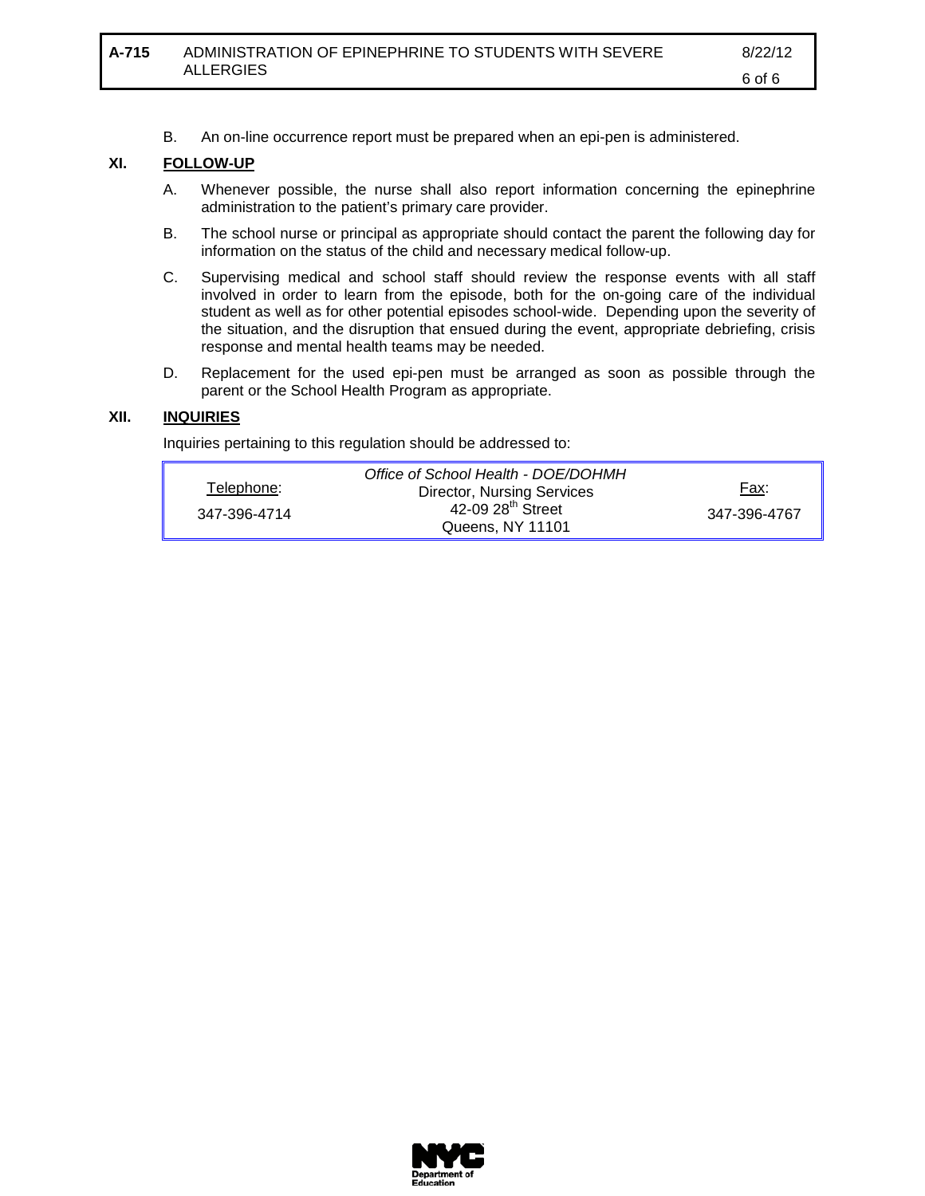B. An on-line occurrence report must be prepared when an epi-pen is administered.

## XI. FOLLOW-UP

A. Whenever possible, the nurse shall also report information concerning the epinephrine administration to the patient's primary care provider.

B. The school nurse or principal as appropriate should contact the parent the following day for information on the status of the child and necessary medical follow-up.

C. Supervising medical and school staff should review the response events with all staff involved in order to learn from the episode, both for the on-going care of the individual student as well as for other potential episodes school-wide. Depending upon the severity of the situation, and the disruption that ensued during the event, appropriate debriefing, crisis response and mental health teams may be needed.

D. Replacement for the used epi-pen must be arranged as soon as possible through the parent or the School Health Program as appropriate.

## XII. INQUIRIES

Inquiries pertaining to this regulation should be addressed to:

| | | |
|---|---|---|
| Telephone:<br>347-396-4714 | *Office of School Health - DOE/DOHMH*<br>Director, Nursing Services<br>42-09 28th Street<br>Queens, NY 11101 | Fax:<br>347-396-4767 |